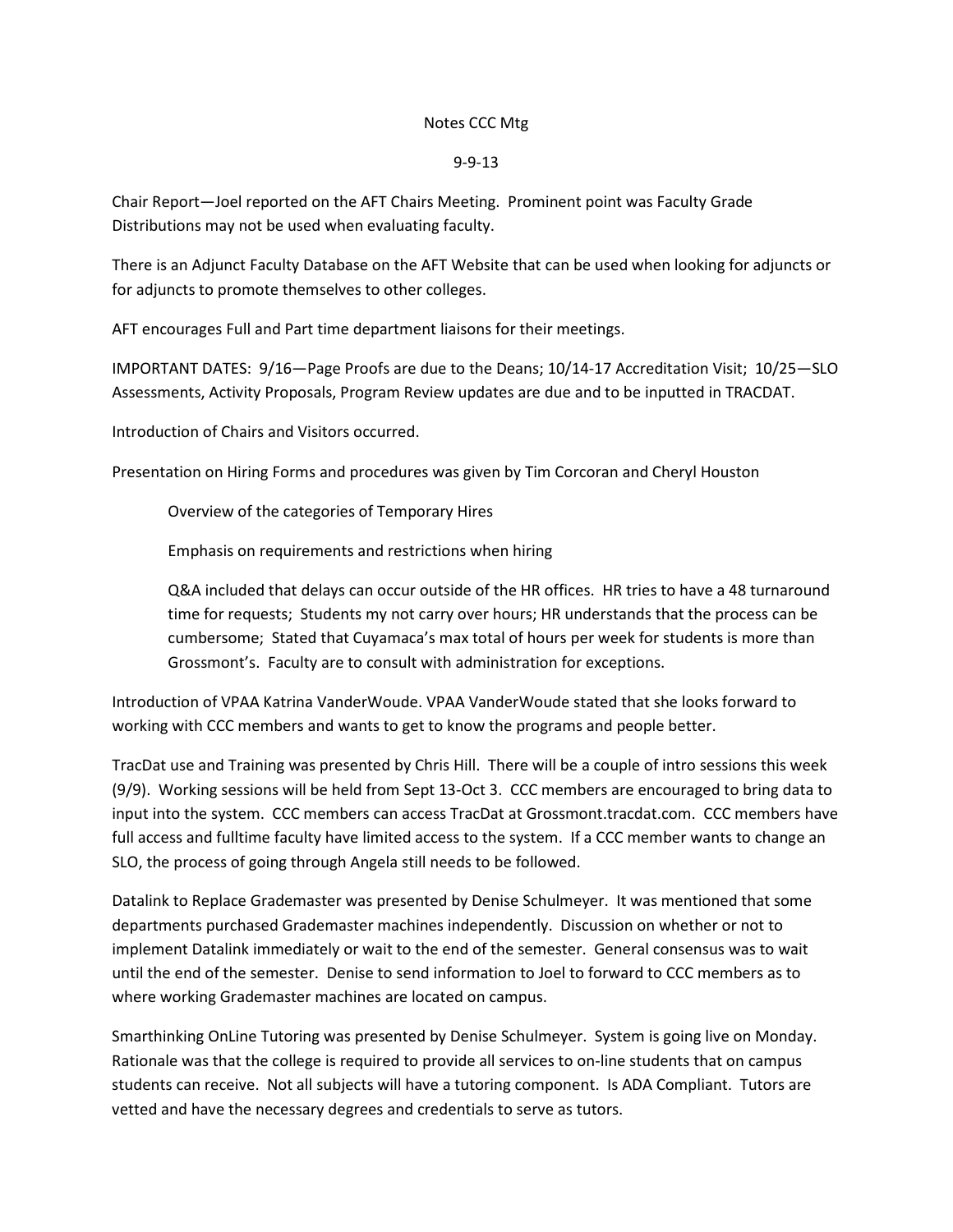Notes CCC Mtg

9-9-13

Chair Report—Joel reported on the AFT Chairs Meeting. Prominent point was Faculty Grade Distributions may not be used when evaluating faculty.

There is an Adjunct Faculty Database on the AFT Website that can be used when looking for adjuncts or for adjuncts to promote themselves to other colleges.

AFT encourages Full and Part time department liaisons for their meetings.

IMPORTANT DATES: 9/16—Page Proofs are due to the Deans; 10/14-17 Accreditation Visit; 10/25—SLO Assessments, Activity Proposals, Program Review updates are due and to be inputted in TRACDAT.

Introduction of Chairs and Visitors occurred.

Presentation on Hiring Forms and procedures was given by Tim Corcoran and Cheryl Houston

> Overview of the categories of Temporary Hires
>
> Emphasis on requirements and restrictions when hiring
>
> Q&A included that delays can occur outside of the HR offices. HR tries to have a 48 turnaround time for requests; Students my not carry over hours; HR understands that the process can be cumbersome; Stated that Cuyamaca's max total of hours per week for students is more than Grossmont's. Faculty are to consult with administration for exceptions.

Introduction of VPAA Katrina VanderWoude. VPAA VanderWoude stated that she looks forward to working with CCC members and wants to get to know the programs and people better.

TracDat use and Training was presented by Chris Hill. There will be a couple of intro sessions this week (9/9). Working sessions will be held from Sept 13-Oct 3. CCC members are encouraged to bring data to input into the system. CCC members can access TracDat at Grossmont.tracdat.com. CCC members have full access and fulltime faculty have limited access to the system. If a CCC member wants to change an SLO, the process of going through Angela still needs to be followed.

Datalink to Replace Grademaster was presented by Denise Schulmeyer. It was mentioned that some departments purchased Grademaster machines independently. Discussion on whether or not to implement Datalink immediately or wait to the end of the semester. General consensus was to wait until the end of the semester. Denise to send information to Joel to forward to CCC members as to where working Grademaster machines are located on campus.

Smarthinking OnLine Tutoring was presented by Denise Schulmeyer. System is going live on Monday. Rationale was that the college is required to provide all services to on-line students that on campus students can receive. Not all subjects will have a tutoring component. Is ADA Compliant. Tutors are vetted and have the necessary degrees and credentials to serve as tutors.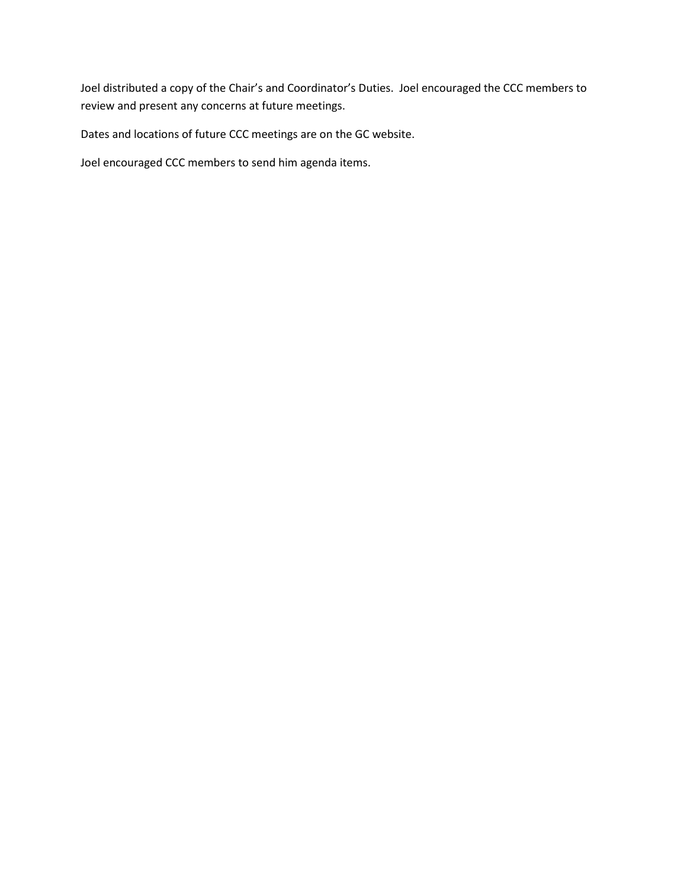Joel distributed a copy of the Chair's and Coordinator's Duties. Joel encouraged the CCC members to review and present any concerns at future meetings.

Dates and locations of future CCC meetings are on the GC website.

Joel encouraged CCC members to send him agenda items.